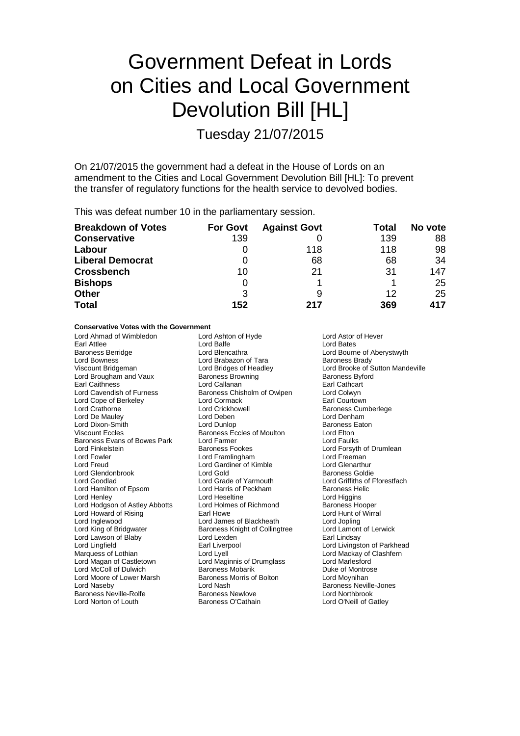# Government Defeat in Lords on Cities and Local Government Devolution Bill [HL]

Tuesday 21/07/2015

On 21/07/2015 the government had a defeat in the House of Lords on an amendment to the Cities and Local Government Devolution Bill [HL]: To prevent the transfer of regulatory functions for the health service to devolved bodies.

This was defeat number 10 in the parliamentary session.

| Breakdown of Votes | For Govt | Against Govt | Total | No vote |
|---|---|---|---|---|
| **Conservative** | 139 | 0 | 139 | 88 |
| **Labour** | 0 | 118 | 118 | 98 |
| **Liberal Democrat** | 0 | 68 | 68 | 34 |
| **Crossbench** | 10 | 21 | 31 | 147 |
| **Bishops** | 0 | 1 | 1 | 25 |
| **Other** | 3 | 9 | 12 | 25 |
| **Total** | **152** | **217** | **369** | **417** |

**Conservative Votes with the Government**

Lord Ahmad of Wimbledon
Lord Ashton of Hyde
Lord Astor of Hever
Earl Attlee
Lord Balfe
Lord Bates
Baroness Berridge
Lord Blencathra
Lord Bourne of Aberystwyth
Lord Bowness
Lord Brabazon of Tara
Baroness Brady
Viscount Bridgeman
Lord Bridges of Headley
Lord Brooke of Sutton Mandeville
Lord Brougham and Vaux
Baroness Browning
Baroness Byford
Earl Caithness
Lord Callanan
Earl Cathcart
Lord Cavendish of Furness
Baroness Chisholm of Owlpen
Lord Colwyn
Lord Cope of Berkeley
Lord Cormack
Earl Courtown
Lord Crathorne
Lord Crickhowell
Baroness Cumberlege
Lord De Mauley
Lord Deben
Lord Denham
Lord Dixon-Smith
Lord Dunlop
Baroness Eaton
Viscount Eccles
Baroness Eccles of Moulton
Lord Elton
Baroness Evans of Bowes Park
Lord Farmer
Lord Faulks
Lord Finkelstein
Baroness Fookes
Lord Forsyth of Drumlean
Lord Fowler
Lord Framlingham
Lord Freeman
Lord Freud
Lord Gardiner of Kimble
Lord Glenarthur
Lord Glendonbrook
Lord Gold
Baroness Goldie
Lord Goodlad
Lord Grade of Yarmouth
Lord Griffiths of Fforestfach
Lord Hamilton of Epsom
Lord Harris of Peckham
Baroness Helic
Lord Henley
Lord Heseltine
Lord Higgins
Lord Hodgson of Astley Abbotts
Lord Holmes of Richmond
Baroness Hooper
Lord Howard of Rising
Earl Howe
Lord Hunt of Wirral
Lord Inglewood
Lord James of Blackheath
Lord Jopling
Lord King of Bridgwater
Baroness Knight of Collingtree
Lord Lamont of Lerwick
Lord Lawson of Blaby
Lord Lexden
Earl Lindsay
Lord Lingfield
Earl Liverpool
Lord Livingston of Parkhead
Marquess of Lothian
Lord Lyell
Lord Mackay of Clashfern
Lord Magan of Castletown
Lord Maginnis of Drumglass
Lord Marlesford
Lord McColl of Dulwich
Baroness Mobarik
Duke of Montrose
Lord Moore of Lower Marsh
Baroness Morris of Bolton
Lord Moynihan
Lord Naseby
Lord Nash
Baroness Neville-Jones
Baroness Neville-Rolfe
Baroness Newlove
Lord Northbrook
Lord Norton of Louth
Baroness O'Cathain
Lord O'Neill of Gatley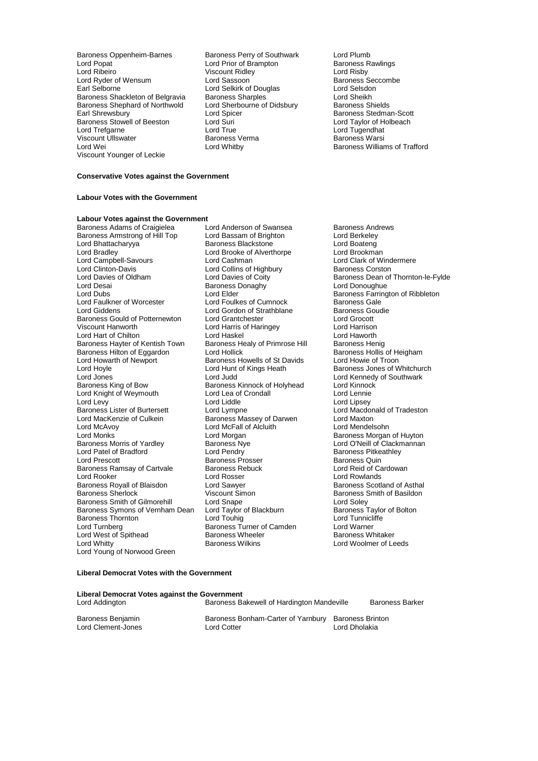Baroness Oppenheim-Barnes, Baroness Perry of Southwark, Lord Plumb, Lord Popat, Lord Prior of Brampton, Baroness Rawlings, Lord Ribeiro, Viscount Ridley, Lord Risby, Lord Ryder of Wensum, Lord Sassoon, Baroness Seccombe, Earl Selborne, Lord Selkirk of Douglas, Lord Selsdon, Baroness Shackleton of Belgravia, Baroness Sharples, Lord Sheikh, Baroness Shephard of Northwold, Lord Sherbourne of Didsbury, Baroness Shields, Earl Shrewsbury, Lord Spicer, Baroness Stedman-Scott, Baroness Stowell of Beeston, Lord Suri, Lord Taylor of Holbeach, Lord Trefgarne, Lord True, Lord Tugendhat, Viscount Ullswater, Baroness Verma, Baroness Warsi, Lord Wei, Lord Whitby, Baroness Williams of Trafford, Viscount Younger of Leckie

**Conservative Votes against the Government**

**Labour Votes with the Government**

**Labour Votes against the Government**

Baroness Adams of Craigielea, Lord Anderson of Swansea, Baroness Andrews, Baroness Armstrong of Hill Top, Lord Bassam of Brighton, Lord Berkeley, Lord Bhattacharyya, Baroness Blackstone, Lord Boateng, Lord Bradley, Lord Brooke of Alverthorpe, Lord Brookman, Lord Campbell-Savours, Lord Cashman, Lord Clark of Windermere, Lord Clinton-Davis, Lord Collins of Highbury, Baroness Corston, Lord Davies of Oldham, Lord Davies of Coity, Baroness Dean of Thornton-le-Fylde, Lord Desai, Baroness Donaghy, Lord Donoughue, Lord Dubs, Lord Elder, Baroness Farrington of Ribbleton, Lord Faulkner of Worcester, Lord Foulkes of Cumnock, Baroness Gale, Lord Giddens, Lord Gordon of Strathblane, Baroness Goudie, Baroness Gould of Potternewton, Lord Grantchester, Lord Grocott, Viscount Hanworth, Lord Harris of Haringey, Lord Harrison, Lord Hart of Chilton, Lord Haskel, Lord Haworth, Baroness Hayter of Kentish Town, Baroness Healy of Primrose Hill, Baroness Henig, Baroness Hilton of Eggardon, Lord Hollick, Baroness Hollis of Heigham, Lord Howarth of Newport, Baroness Howells of St Davids, Lord Howie of Troon, Lord Hoyle, Lord Hunt of Kings Heath, Baroness Jones of Whitchurch, Lord Jones, Lord Judd, Lord Kennedy of Southwark, Baroness King of Bow, Baroness Kinnock of Holyhead, Lord Kinnock, Lord Knight of Weymouth, Lord Lea of Crondall, Lord Lennie, Lord Levy, Lord Liddle, Lord Lipsey, Baroness Lister of Burtersett, Lord Lympne, Lord Macdonald of Tradeston, Lord MacKenzie of Culkein, Baroness Massey of Darwen, Lord Maxton, Lord McAvoy, Lord McFall of Alcluith, Lord Mendelsohn, Lord Monks, Lord Morgan, Baroness Morgan of Huyton, Baroness Morris of Yardley, Baroness Nye, Lord O'Neill of Clackmannan, Lord Patel of Bradford, Lord Pendry, Baroness Pitkeathley, Lord Prescott, Baroness Prosser, Baroness Quin, Baroness Ramsay of Cartvale, Baroness Rebuck, Lord Reid of Cardowan, Lord Rooker, Lord Rosser, Lord Rowlands, Baroness Royall of Blaisdon, Lord Sawyer, Baroness Scotland of Asthal, Baroness Sherlock, Viscount Simon, Baroness Smith of Basildon, Baroness Smith of Gilmorehill, Lord Snape, Lord Soley, Baroness Symons of Vernham Dean, Lord Taylor of Blackburn, Baroness Taylor of Bolton, Baroness Thornton, Lord Touhig, Lord Tunnicliffe, Lord Turnberg, Baroness Turner of Camden, Lord Warner, Lord West of Spithead, Baroness Wheeler, Baroness Whitaker, Lord Whitty, Baroness Wilkins, Lord Woolmer of Leeds, Lord Young of Norwood Green

**Liberal Democrat Votes with the Government**

**Liberal Democrat Votes against the Government**

Lord Addington, Baroness Bakewell of Hardington Mandeville, Baroness Barker, Baroness Benjamin, Baroness Bonham-Carter of Yarnbury, Baroness Brinton, Lord Clement-Jones, Lord Cotter, Lord Dholakia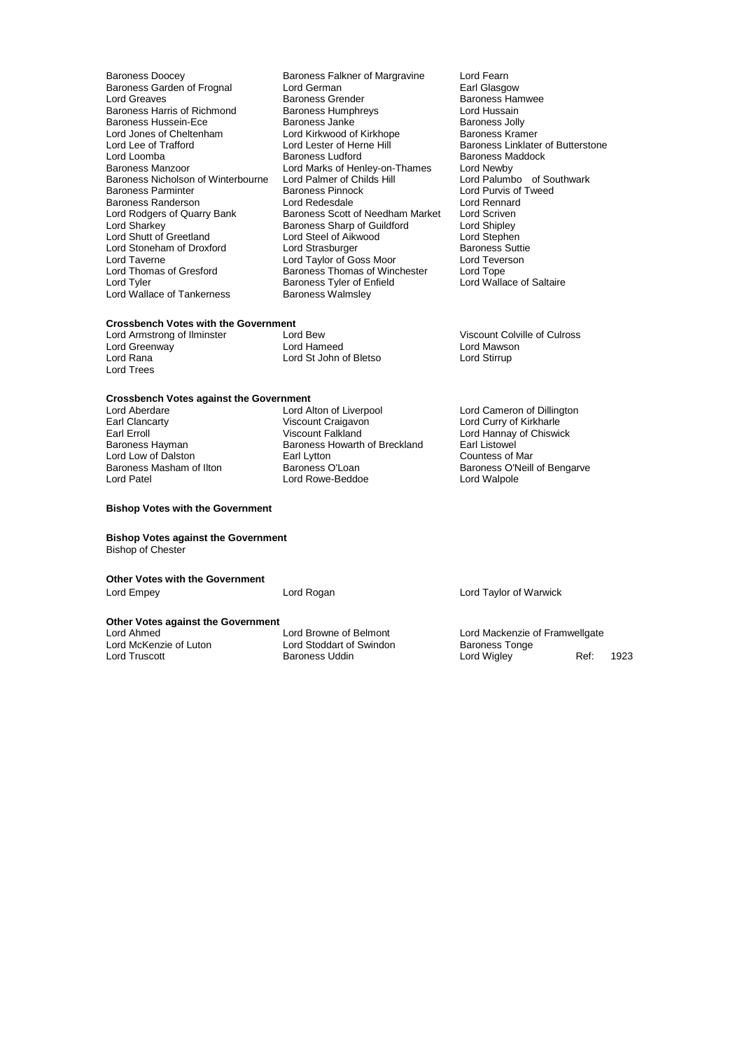Baroness Doocey
Baroness Falkner of Margravine
Lord Fearn
Baroness Garden of Frognal
Lord German
Earl Glasgow
Lord Greaves
Baroness Grender
Baroness Hamwee
Baroness Harris of Richmond
Baroness Humphreys
Lord Hussain
Baroness Hussein-Ece
Baroness Janke
Baroness Jolly
Lord Jones of Cheltenham
Lord Kirkwood of Kirkhope
Baroness Kramer
Lord Lee of Trafford
Lord Lester of Herne Hill
Baroness Linklater of Butterstone
Lord Loomba
Baroness Ludford
Baroness Maddock
Baroness Manzoor
Lord Marks of Henley-on-Thames
Lord Newby
Baroness Nicholson of Winterbourne
Lord Palmer of Childs Hill
Lord Palumbo of Southwark
Baroness Parminter
Baroness Pinnock
Lord Purvis of Tweed
Baroness Randerson
Lord Redesdale
Lord Rennard
Lord Rodgers of Quarry Bank
Baroness Scott of Needham Market
Lord Scriven
Lord Sharkey
Baroness Sharp of Guildford
Lord Shipley
Lord Shutt of Greetland
Lord Steel of Aikwood
Lord Stephen
Lord Stoneham of Droxford
Lord Strasburger
Baroness Suttie
Lord Taverne
Lord Taylor of Goss Moor
Lord Teverson
Lord Thomas of Gresford
Baroness Thomas of Winchester
Lord Tope
Lord Tyler
Baroness Tyler of Enfield
Lord Wallace of Saltaire
Lord Wallace of Tankerness
Baroness Walmsley

**Crossbench Votes with the Government**

Lord Armstrong of Ilminster
Lord Bew
Viscount Colville of Culross
Lord Greenway
Lord Hameed
Lord Mawson
Lord Rana
Lord St John of Bletso
Lord Stirrup
Lord Trees

**Crossbench Votes against the Government**

Lord Aberdare
Lord Alton of Liverpool
Lord Cameron of Dillington
Earl Clancarty
Viscount Craigavon
Lord Curry of Kirkharle
Earl Erroll
Viscount Falkland
Lord Hannay of Chiswick
Baroness Hayman
Baroness Howarth of Breckland
Earl Listowel
Lord Low of Dalston
Earl Lytton
Countess of Mar
Baroness Masham of Ilton
Baroness O'Loan
Baroness O'Neill of Bengarve
Lord Patel
Lord Rowe-Beddoe
Lord Walpole

**Bishop Votes with the Government**

**Bishop Votes against the Government**

Bishop of Chester

**Other Votes with the Government**

Lord Empey
Lord Rogan
Lord Taylor of Warwick

**Other Votes against the Government**

Lord Ahmed
Lord Browne of Belmont
Lord Mackenzie of Framwellgate
Lord McKenzie of Luton
Lord Stoddart of Swindon
Baroness Tonge
Lord Truscott
Baroness Uddin
Lord Wigley

Ref: 1923